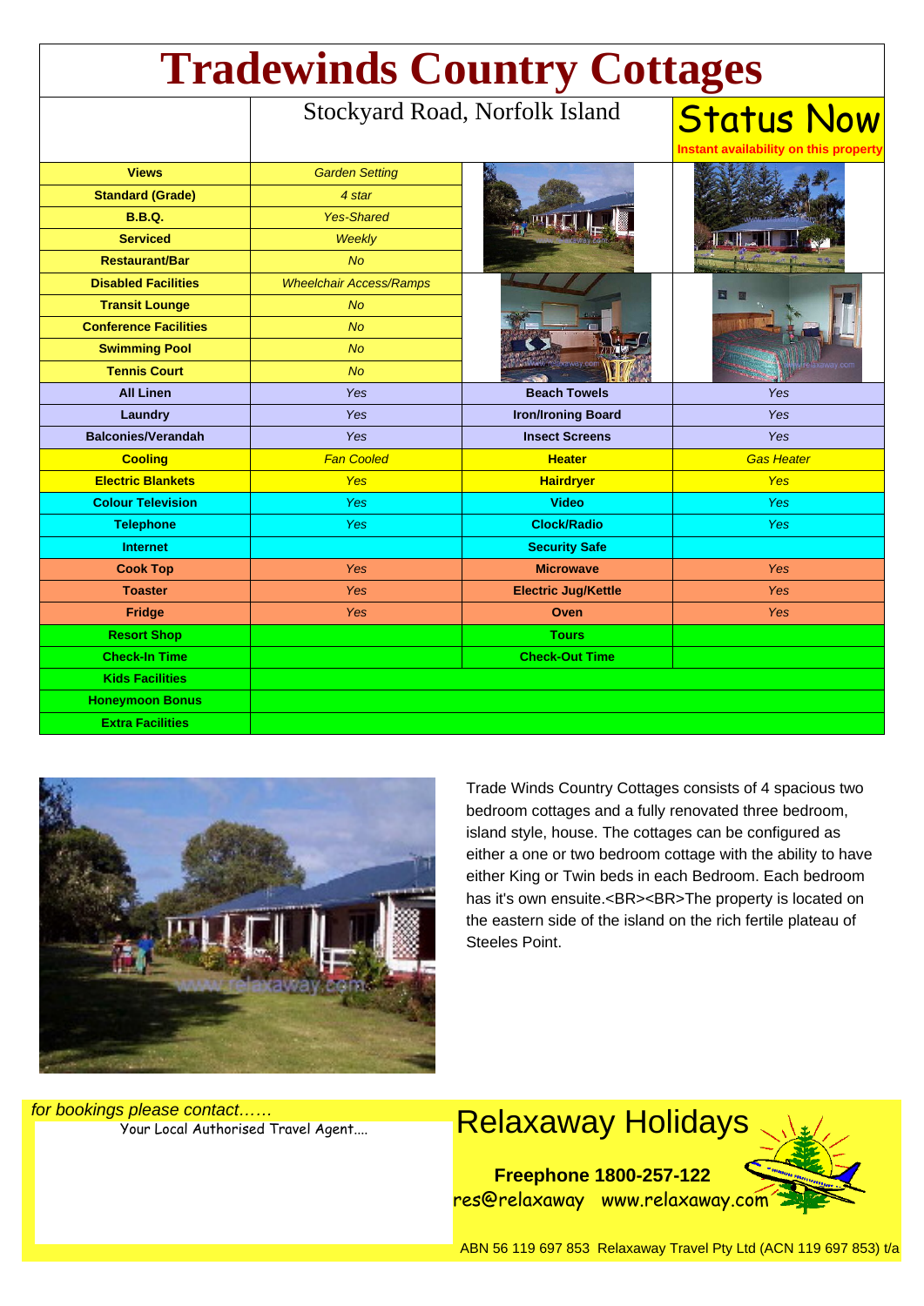# Tradewinds Country Cottages

Stockyard Road, Norfolk Island

**Status Now**
**Instant availability on this property**

| Feature | Detail | Feature | Detail |
|---|---|---|---|
| **Views** | *Garden Setting* | | |
| **Standard (Grade)** | *4 star* | | |
| **B.B.Q.** | *Yes-Shared* | | |
| **Serviced** | *Weekly* | | |
| **Restaurant/Bar** | *No* | | |
| **Disabled Facilities** | *Wheelchair Access/Ramps* | | |
| **Transit Lounge** | *No* | | |
| **Conference Facilities** | *No* | | |
| **Swimming Pool** | *No* | | |
| **Tennis Court** | *No* | | |
| **All Linen** | *Yes* | **Beach Towels** | *Yes* |
| **Laundry** | *Yes* | **Iron/Ironing Board** | *Yes* |
| **Balconies/Verandah** | *Yes* | **Insect Screens** | *Yes* |
| **Cooling** | *Fan Cooled* | **Heater** | *Gas Heater* |
| **Electric Blankets** | *Yes* | **Hairdryer** | *Yes* |
| **Colour Television** | *Yes* | **Video** | *Yes* |
| **Telephone** | *Yes* | **Clock/Radio** | *Yes* |
| **Internet** | | **Security Safe** | |
| **Cook Top** | *Yes* | **Microwave** | *Yes* |
| **Toaster** | *Yes* | **Electric Jug/Kettle** | *Yes* |
| **Fridge** | *Yes* | **Oven** | *Yes* |
| **Resort Shop** | | **Tours** | |
| **Check-In Time** | | **Check-Out Time** | |
| **Kids Facilities** | | | |
| **Honeymoon Bonus** | | | |
| **Extra Facilities** | | | |

Trade Winds Country Cottages consists of 4 spacious two bedroom cottages and a fully renovated three bedroom, island style, house. The cottages can be configured as either a one or two bedroom cottage with the ability to have either King or Twin beds in each Bedroom. Each bedroom has it's own ensuite.<BR><BR>The property is located on the eastern side of the island on the rich fertile plateau of Steeles Point.

*for bookings please contact……*

Your Local Authorised Travel Agent....

## Relaxaway Holidays

**Freephone 1800-257-122**

res@relaxaway www.relaxaway.com

ABN 56 119 697 853 Relaxaway Travel Pty Ltd (ACN 119 697 853) t/a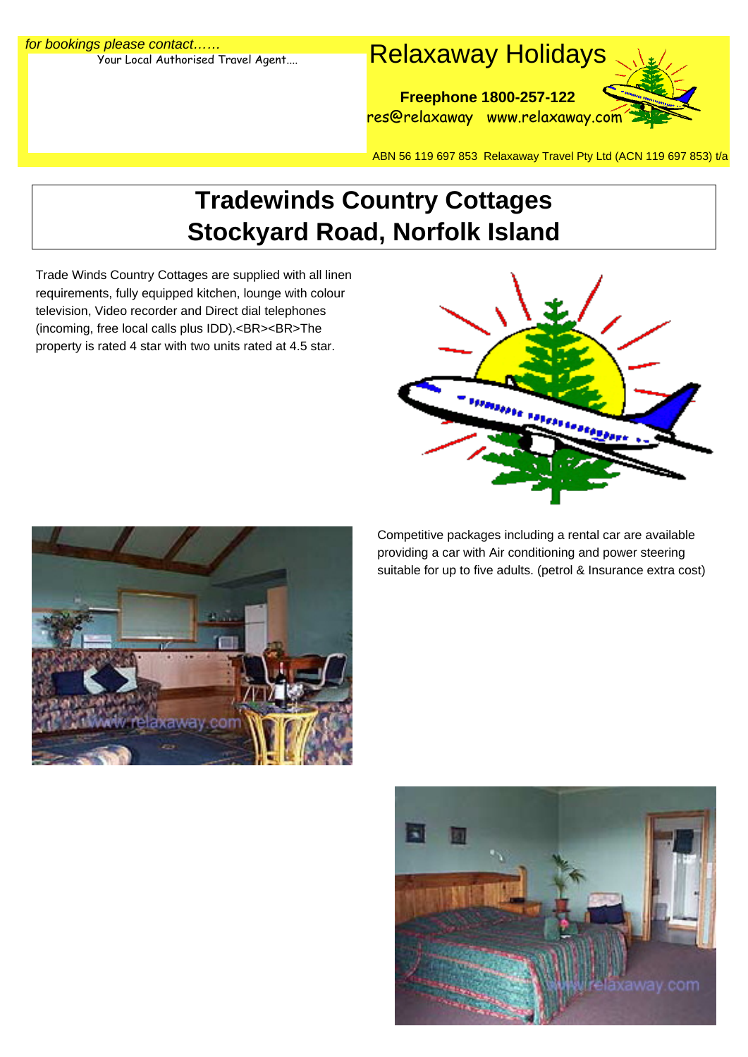*for bookings please contact……*

Your Local Authorised Travel Agent....

Relaxaway Holidays

**Freephone 1800-257-122**

res@relaxaway www.relaxaway.com

ABN 56 119 697 853 Relaxaway Travel Pty Ltd (ACN 119 697 853) t/a

# Tradewinds Country Cottages
# Stockyard Road, Norfolk Island

Trade Winds Country Cottages are supplied with all linen requirements, fully equipped kitchen, lounge with colour television, Video recorder and Direct dial telephones (incoming, free local calls plus IDD).<BR><BR>The property is rated 4 star with two units rated at 4.5 star.

Competitive packages including a rental car are available providing a car with Air conditioning and power steering suitable for up to five adults. (petrol & Insurance extra cost)